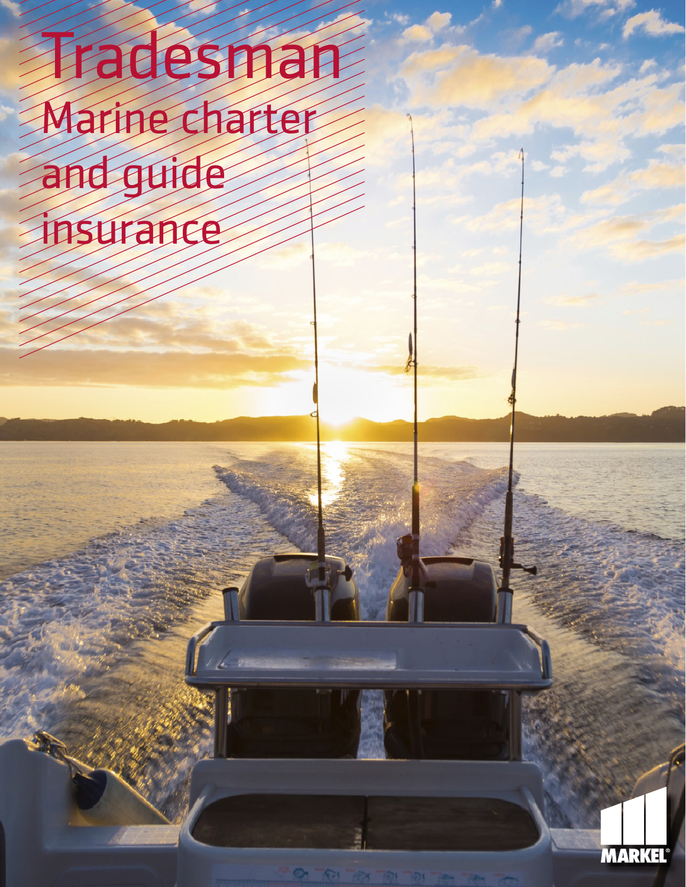# Tradesman

## Marine charter and guide insurance

MARKEL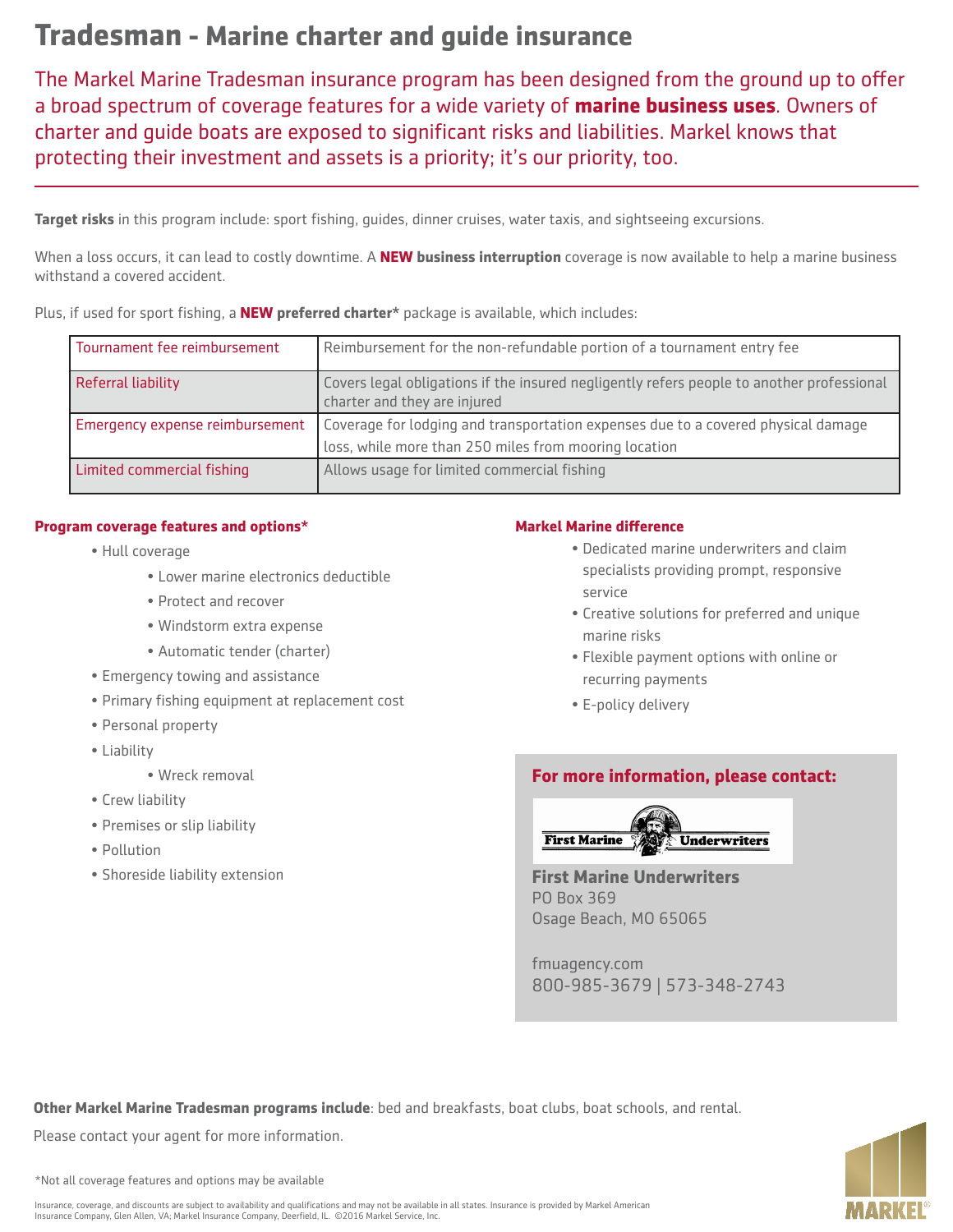# Tradesman - Marine charter and guide insurance

The Markel Marine Tradesman insurance program has been designed from the ground up to offer a broad spectrum of coverage features for a wide variety of **marine business uses**. Owners of charter and guide boats are exposed to significant risks and liabilities. Markel knows that protecting their investment and assets is a priority; it's our priority, too.

**Target risks** in this program include: sport fishing, guides, dinner cruises, water taxis, and sightseeing excursions.

When a loss occurs, it can lead to costly downtime. A **NEW business interruption** coverage is now available to help a marine business withstand a covered accident.

Plus, if used for sport fishing, a **NEW preferred charter*** package is available, which includes:

| | |
|---|---|
| Tournament fee reimbursement | Reimbursement for the non-refundable portion of a tournament entry fee |
| Referral liability | Covers legal obligations if the insured negligently refers people to another professional charter and they are injured |
| Emergency expense reimbursement | Coverage for lodging and transportation expenses due to a covered physical damage loss, while more than 250 miles from mooring location |
| Limited commercial fishing | Allows usage for limited commercial fishing |

**Program coverage features and options***

- Hull coverage
  - Lower marine electronics deductible
  - Protect and recover
  - Windstorm extra expense
  - Automatic tender (charter)
- Emergency towing and assistance
- Primary fishing equipment at replacement cost
- Personal property
- Liability
  - Wreck removal
- Crew liability
- Premises or slip liability
- Pollution
- Shoreside liability extension

**Markel Marine difference**

- Dedicated marine underwriters and claim specialists providing prompt, responsive service
- Creative solutions for preferred and unique marine risks
- Flexible payment options with online or recurring payments
- E-policy delivery

**For more information, please contact:**

**First Marine Underwriters**
PO Box 369
Osage Beach, MO 65065

fmuagency.com
800-985-3679 | 573-348-2743

**Other Markel Marine Tradesman programs include**: bed and breakfasts, boat clubs, boat schools, and rental.

Please contact your agent for more information.

*Not all coverage features and options may be available

Insurance, coverage, and discounts are subject to availability and qualifications and may not be available in all states. Insurance is provided by Markel American Insurance Company, Glen Allen, VA; Markel Insurance Company, Deerfield, IL. ©2016 Markel Service, Inc.